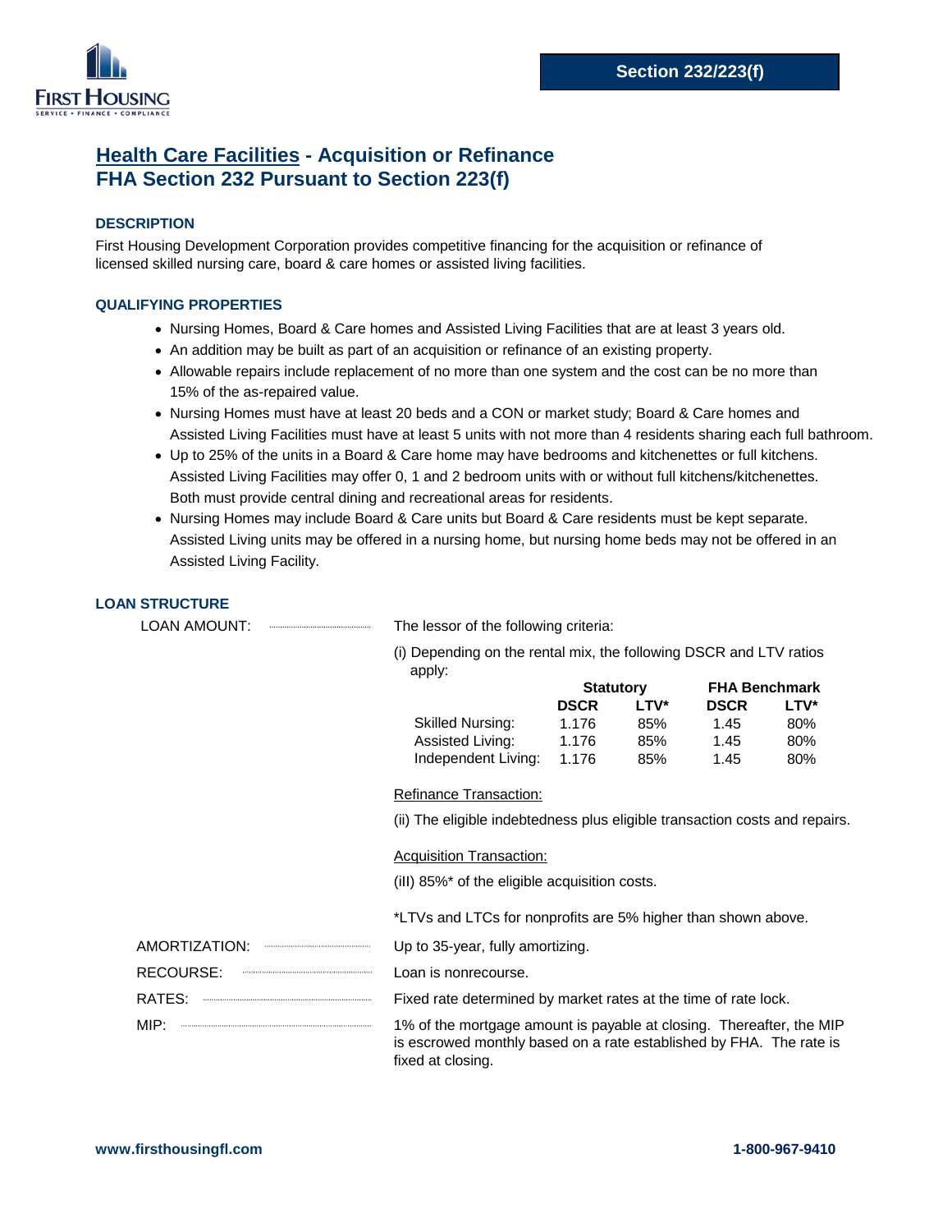**Section 232/223(f)**

# Health Care Facilities - Acquisition or Refinance
# FHA Section 232 Pursuant to Section 223(f)

### DESCRIPTION

First Housing Development Corporation provides competitive financing for the acquisition or refinance of licensed skilled nursing care, board & care homes or assisted living facilities.

### QUALIFYING PROPERTIES

- Nursing Homes, Board & Care homes and Assisted Living Facilities that are at least 3 years old.
- An addition may be built as part of an acquisition or refinance of an existing property.
- Allowable repairs include replacement of no more than one system and the cost can be no more than 15% of the as-repaired value.
- Nursing Homes must have at least 20 beds and a CON or market study; Board & Care homes and Assisted Living Facilities must have at least 5 units with not more than 4 residents sharing each full bathroom.
- Up to 25% of the units in a Board & Care home may have bedrooms and kitchenettes or full kitchens. Assisted Living Facilities may offer 0, 1 and 2 bedroom units with or without full kitchens/kitchenettes. Both must provide central dining and recreational areas for residents.
- Nursing Homes may include Board & Care units but Board & Care residents must be kept separate. Assisted Living units may be offered in a nursing home, but nursing home beds may not be offered in an Assisted Living Facility.

### LOAN STRUCTURE

**LOAN AMOUNT:** The lessor of the following criteria:

(i) Depending on the rental mix, the following DSCR and LTV ratios apply:

| | Statutory | | FHA Benchmark | |
|---|---|---|---|---|
| | **DSCR** | **LTV*** | **DSCR** | **LTV*** |
| Skilled Nursing: | 1.176 | 85% | 1.45 | 80% |
| Assisted Living: | 1.176 | 85% | 1.45 | 80% |
| Independent Living: | 1.176 | 85% | 1.45 | 80% |

<u>Refinance Transaction:</u>

(ii) The eligible indebtedness plus eligible transaction costs and repairs.

<u>Acquisition Transaction:</u>

(iII) 85%* of the eligible acquisition costs.

*LTVs and LTCs for nonprofits are 5% higher than shown above.

**AMORTIZATION:** Up to 35-year, fully amortizing.

**RECOURSE:** Loan is nonrecourse.

**RATES:** Fixed rate determined by market rates at the time of rate lock.

**MIP:** 1% of the mortgage amount is payable at closing. Thereafter, the MIP is escrowed monthly based on a rate established by FHA. The rate is fixed at closing.

www.firsthousingfl.com 1-800-967-9410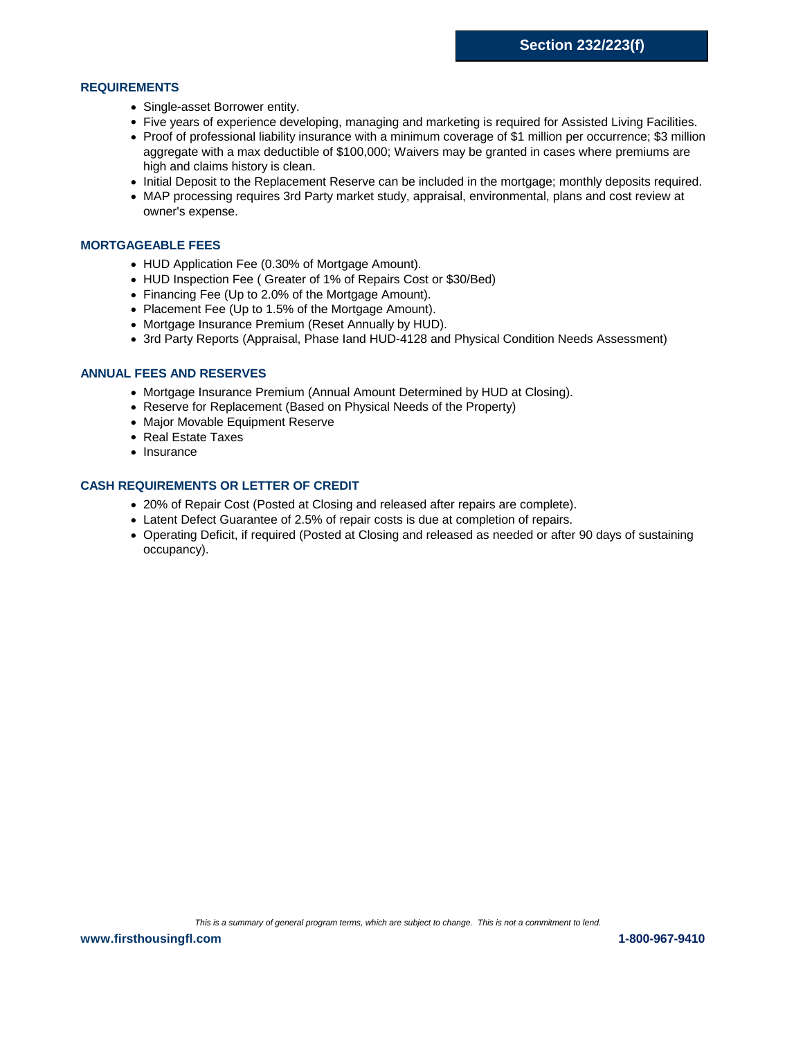## Section 232/223(f)

### REQUIREMENTS

- Single-asset Borrower entity.
- Five years of experience developing, managing and marketing is required for Assisted Living Facilities.
- Proof of professional liability insurance with a minimum coverage of $1 million per occurrence; $3 million aggregate with a max deductible of $100,000; Waivers may be granted in cases where premiums are high and claims history is clean.
- Initial Deposit to the Replacement Reserve can be included in the mortgage; monthly deposits required.
- MAP processing requires 3rd Party market study, appraisal, environmental, plans and cost review at owner's expense.

### MORTGAGEABLE FEES

- HUD Application Fee (0.30% of Mortgage Amount).
- HUD Inspection Fee ( Greater of 1% of Repairs Cost or $30/Bed)
- Financing Fee (Up to 2.0% of the Mortgage Amount).
- Placement Fee (Up to 1.5% of the Mortgage Amount).
- Mortgage Insurance Premium (Reset Annually by HUD).
- 3rd Party Reports (Appraisal, Phase Iand HUD-4128 and Physical Condition Needs Assessment)

### ANNUAL FEES AND RESERVES

- Mortgage Insurance Premium (Annual Amount Determined by HUD at Closing).
- Reserve for Replacement (Based on Physical Needs of the Property)
- Major Movable Equipment Reserve
- Real Estate Taxes
- Insurance

### CASH REQUIREMENTS OR LETTER OF CREDIT

- 20% of Repair Cost (Posted at Closing and released after repairs are complete).
- Latent Defect Guarantee of 2.5% of repair costs is due at completion of repairs.
- Operating Deficit, if required (Posted at Closing and released as needed or after 90 days of sustaining occupancy).

*This is a summary of general program terms, which are subject to change. This is not a commitment to lend.*

**www.firsthousingfl.com** **1-800-967-9410**